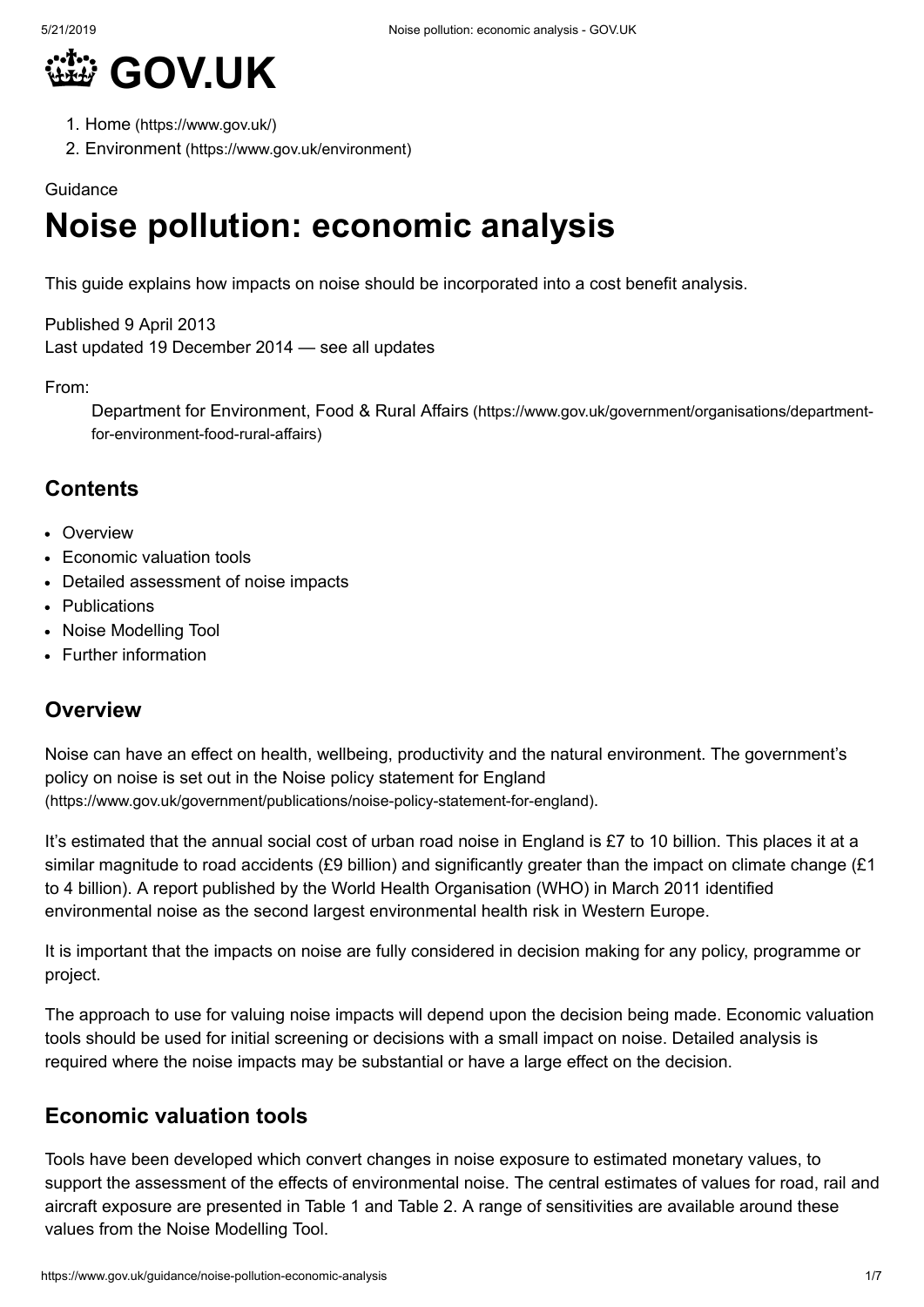# GOV.UK

1. Home (https://www.gov.uk/)
2. Environment (https://www.gov.uk/environment)

Guidance

# Noise pollution: economic analysis

This guide explains how impacts on noise should be incorporated into a cost benefit analysis.

Published 9 April 2013
Last updated 19 December 2014 — see all updates

From:

Department for Environment, Food & Rural Affairs (https://www.gov.uk/government/organisations/department-for-environment-food-rural-affairs)

## Contents

- Overview
- Economic valuation tools
- Detailed assessment of noise impacts
- Publications
- Noise Modelling Tool
- Further information

## Overview

Noise can have an effect on health, wellbeing, productivity and the natural environment. The government's policy on noise is set out in the Noise policy statement for England (https://www.gov.uk/government/publications/noise-policy-statement-for-england).

It's estimated that the annual social cost of urban road noise in England is £7 to 10 billion. This places it at a similar magnitude to road accidents (£9 billion) and significantly greater than the impact on climate change (£1 to 4 billion). A report published by the World Health Organisation (WHO) in March 2011 identified environmental noise as the second largest environmental health risk in Western Europe.

It is important that the impacts on noise are fully considered in decision making for any policy, programme or project.

The approach to use for valuing noise impacts will depend upon the decision being made. Economic valuation tools should be used for initial screening or decisions with a small impact on noise. Detailed analysis is required where the noise impacts may be substantial or have a large effect on the decision.

## Economic valuation tools

Tools have been developed which convert changes in noise exposure to estimated monetary values, to support the assessment of the effects of environmental noise. The central estimates of values for road, rail and aircraft exposure are presented in Table 1 and Table 2. A range of sensitivities are available around these values from the Noise Modelling Tool.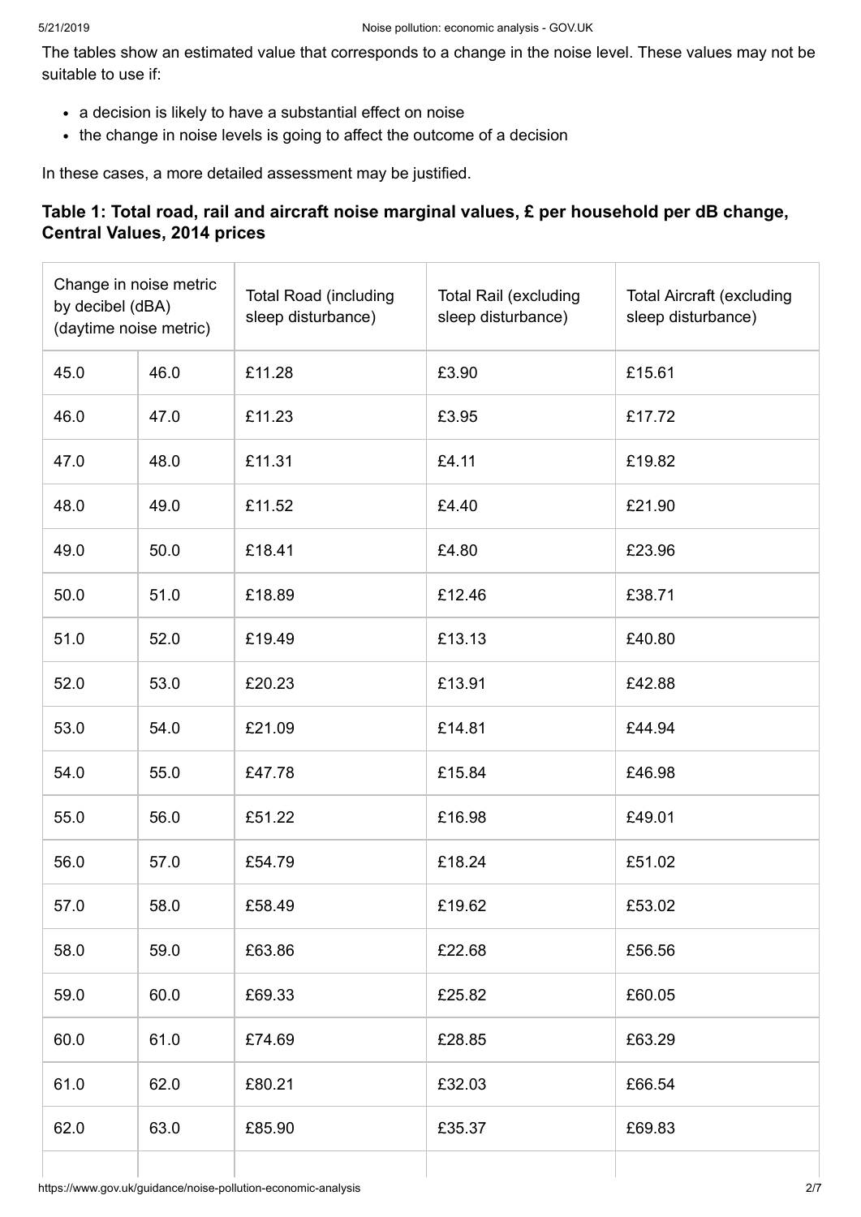The tables show an estimated value that corresponds to a change in the noise level. These values may not be suitable to use if:

- a decision is likely to have a substantial effect on noise
- the change in noise levels is going to affect the outcome of a decision

In these cases, a more detailed assessment may be justified.

### Table 1: Total road, rail and aircraft noise marginal values, £ per household per dB change, Central Values, 2014 prices

| Change in noise metric by decibel (dBA) (daytime noise metric) | | Total Road (including sleep disturbance) | Total Rail (excluding sleep disturbance) | Total Aircraft (excluding sleep disturbance) |
|---|---|---|---|---|
| 45.0 | 46.0 | £11.28 | £3.90 | £15.61 |
| 46.0 | 47.0 | £11.23 | £3.95 | £17.72 |
| 47.0 | 48.0 | £11.31 | £4.11 | £19.82 |
| 48.0 | 49.0 | £11.52 | £4.40 | £21.90 |
| 49.0 | 50.0 | £18.41 | £4.80 | £23.96 |
| 50.0 | 51.0 | £18.89 | £12.46 | £38.71 |
| 51.0 | 52.0 | £19.49 | £13.13 | £40.80 |
| 52.0 | 53.0 | £20.23 | £13.91 | £42.88 |
| 53.0 | 54.0 | £21.09 | £14.81 | £44.94 |
| 54.0 | 55.0 | £47.78 | £15.84 | £46.98 |
| 55.0 | 56.0 | £51.22 | £16.98 | £49.01 |
| 56.0 | 57.0 | £54.79 | £18.24 | £51.02 |
| 57.0 | 58.0 | £58.49 | £19.62 | £53.02 |
| 58.0 | 59.0 | £63.86 | £22.68 | £56.56 |
| 59.0 | 60.0 | £69.33 | £25.82 | £60.05 |
| 60.0 | 61.0 | £74.69 | £28.85 | £63.29 |
| 61.0 | 62.0 | £80.21 | £32.03 | £66.54 |
| 62.0 | 63.0 | £85.90 | £35.37 | £69.83 |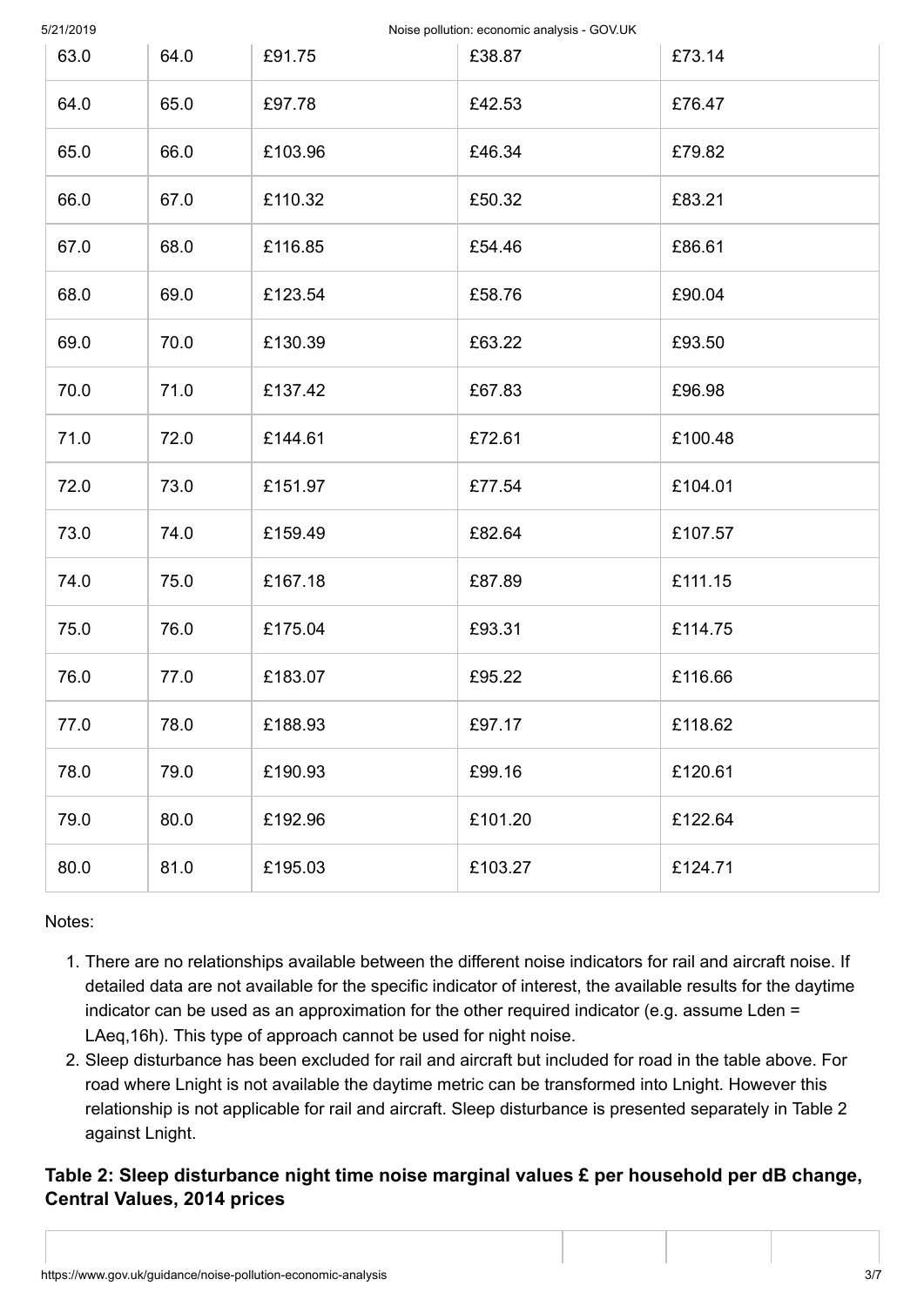| | | | | |
|---|---|---|---|---|
| 63.0 | 64.0 | £91.75 | £38.87 | £73.14 |
| 64.0 | 65.0 | £97.78 | £42.53 | £76.47 |
| 65.0 | 66.0 | £103.96 | £46.34 | £79.82 |
| 66.0 | 67.0 | £110.32 | £50.32 | £83.21 |
| 67.0 | 68.0 | £116.85 | £54.46 | £86.61 |
| 68.0 | 69.0 | £123.54 | £58.76 | £90.04 |
| 69.0 | 70.0 | £130.39 | £63.22 | £93.50 |
| 70.0 | 71.0 | £137.42 | £67.83 | £96.98 |
| 71.0 | 72.0 | £144.61 | £72.61 | £100.48 |
| 72.0 | 73.0 | £151.97 | £77.54 | £104.01 |
| 73.0 | 74.0 | £159.49 | £82.64 | £107.57 |
| 74.0 | 75.0 | £167.18 | £87.89 | £111.15 |
| 75.0 | 76.0 | £175.04 | £93.31 | £114.75 |
| 76.0 | 77.0 | £183.07 | £95.22 | £116.66 |
| 77.0 | 78.0 | £188.93 | £97.17 | £118.62 |
| 78.0 | 79.0 | £190.93 | £99.16 | £120.61 |
| 79.0 | 80.0 | £192.96 | £101.20 | £122.64 |
| 80.0 | 81.0 | £195.03 | £103.27 | £124.71 |

Notes:

1. There are no relationships available between the different noise indicators for rail and aircraft noise. If detailed data are not available for the specific indicator of interest, the available results for the daytime indicator can be used as an approximation for the other required indicator (e.g. assume Lden = LAeq,16h). This type of approach cannot be used for night noise.
2. Sleep disturbance has been excluded for rail and aircraft but included for road in the table above. For road where Lnight is not available the daytime metric can be transformed into Lnight. However this relationship is not applicable for rail and aircraft. Sleep disturbance is presented separately in Table 2 against Lnight.

### Table 2: Sleep disturbance night time noise marginal values £ per household per dB change, Central Values, 2014 prices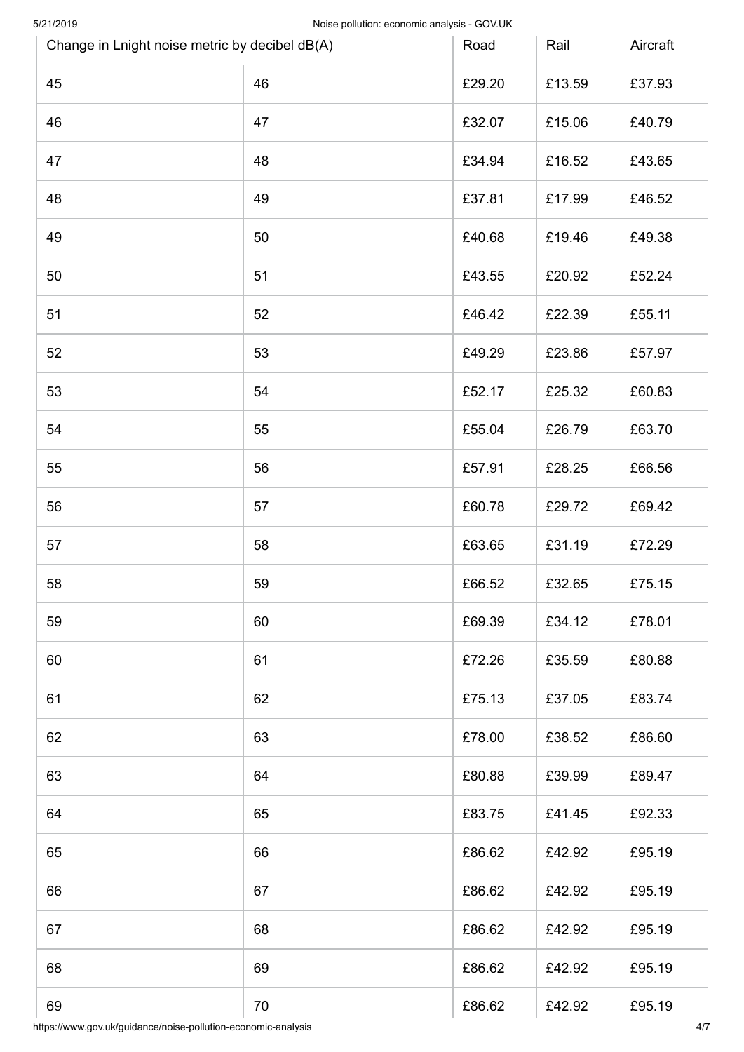| Change in Lnight noise metric by decibel dB(A) | | Road | Rail | Aircraft |
| --- | --- | --- | --- | --- |
| 45 | 46 | £29.20 | £13.59 | £37.93 |
| 46 | 47 | £32.07 | £15.06 | £40.79 |
| 47 | 48 | £34.94 | £16.52 | £43.65 |
| 48 | 49 | £37.81 | £17.99 | £46.52 |
| 49 | 50 | £40.68 | £19.46 | £49.38 |
| 50 | 51 | £43.55 | £20.92 | £52.24 |
| 51 | 52 | £46.42 | £22.39 | £55.11 |
| 52 | 53 | £49.29 | £23.86 | £57.97 |
| 53 | 54 | £52.17 | £25.32 | £60.83 |
| 54 | 55 | £55.04 | £26.79 | £63.70 |
| 55 | 56 | £57.91 | £28.25 | £66.56 |
| 56 | 57 | £60.78 | £29.72 | £69.42 |
| 57 | 58 | £63.65 | £31.19 | £72.29 |
| 58 | 59 | £66.52 | £32.65 | £75.15 |
| 59 | 60 | £69.39 | £34.12 | £78.01 |
| 60 | 61 | £72.26 | £35.59 | £80.88 |
| 61 | 62 | £75.13 | £37.05 | £83.74 |
| 62 | 63 | £78.00 | £38.52 | £86.60 |
| 63 | 64 | £80.88 | £39.99 | £89.47 |
| 64 | 65 | £83.75 | £41.45 | £92.33 |
| 65 | 66 | £86.62 | £42.92 | £95.19 |
| 66 | 67 | £86.62 | £42.92 | £95.19 |
| 67 | 68 | £86.62 | £42.92 | £95.19 |
| 68 | 69 | £86.62 | £42.92 | £95.19 |
| 69 | 70 | £86.62 | £42.92 | £95.19 |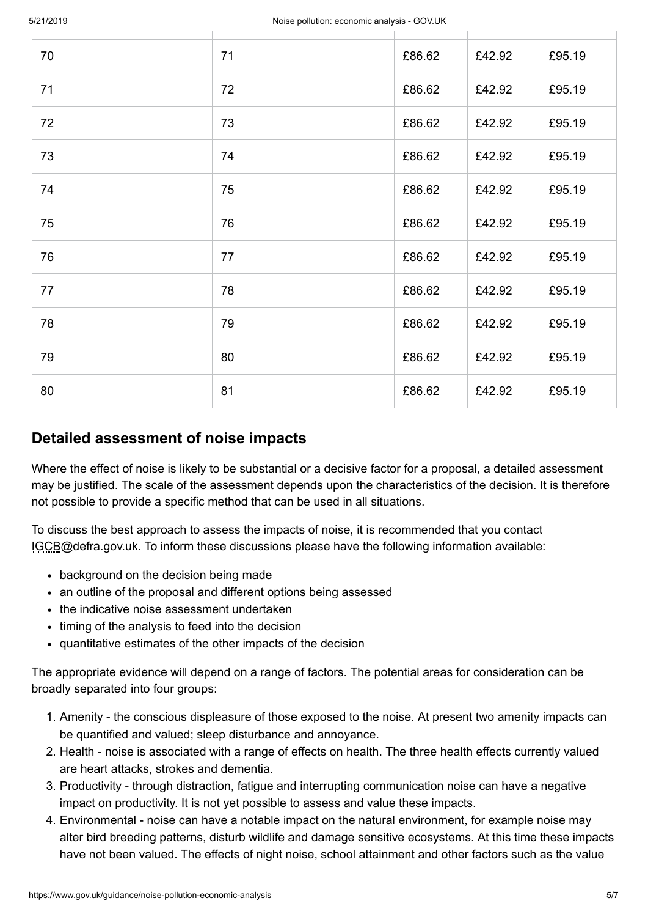| | | | | |
|---|---|---|---|---|
| 70 | 71 | £86.62 | £42.92 | £95.19 |
| 71 | 72 | £86.62 | £42.92 | £95.19 |
| 72 | 73 | £86.62 | £42.92 | £95.19 |
| 73 | 74 | £86.62 | £42.92 | £95.19 |
| 74 | 75 | £86.62 | £42.92 | £95.19 |
| 75 | 76 | £86.62 | £42.92 | £95.19 |
| 76 | 77 | £86.62 | £42.92 | £95.19 |
| 77 | 78 | £86.62 | £42.92 | £95.19 |
| 78 | 79 | £86.62 | £42.92 | £95.19 |
| 79 | 80 | £86.62 | £42.92 | £95.19 |
| 80 | 81 | £86.62 | £42.92 | £95.19 |

## Detailed assessment of noise impacts

Where the effect of noise is likely to be substantial or a decisive factor for a proposal, a detailed assessment may be justified. The scale of the assessment depends upon the characteristics of the decision. It is therefore not possible to provide a specific method that can be used in all situations.

To discuss the best approach to assess the impacts of noise, it is recommended that you contact IGCB@defra.gov.uk. To inform these discussions please have the following information available:

- background on the decision being made
- an outline of the proposal and different options being assessed
- the indicative noise assessment undertaken
- timing of the analysis to feed into the decision
- quantitative estimates of the other impacts of the decision

The appropriate evidence will depend on a range of factors. The potential areas for consideration can be broadly separated into four groups:

1. Amenity - the conscious displeasure of those exposed to the noise. At present two amenity impacts can be quantified and valued; sleep disturbance and annoyance.
2. Health - noise is associated with a range of effects on health. The three health effects currently valued are heart attacks, strokes and dementia.
3. Productivity - through distraction, fatigue and interrupting communication noise can have a negative impact on productivity. It is not yet possible to assess and value these impacts.
4. Environmental - noise can have a notable impact on the natural environment, for example noise may alter bird breeding patterns, disturb wildlife and damage sensitive ecosystems. At this time these impacts have not been valued. The effects of night noise, school attainment and other factors such as the value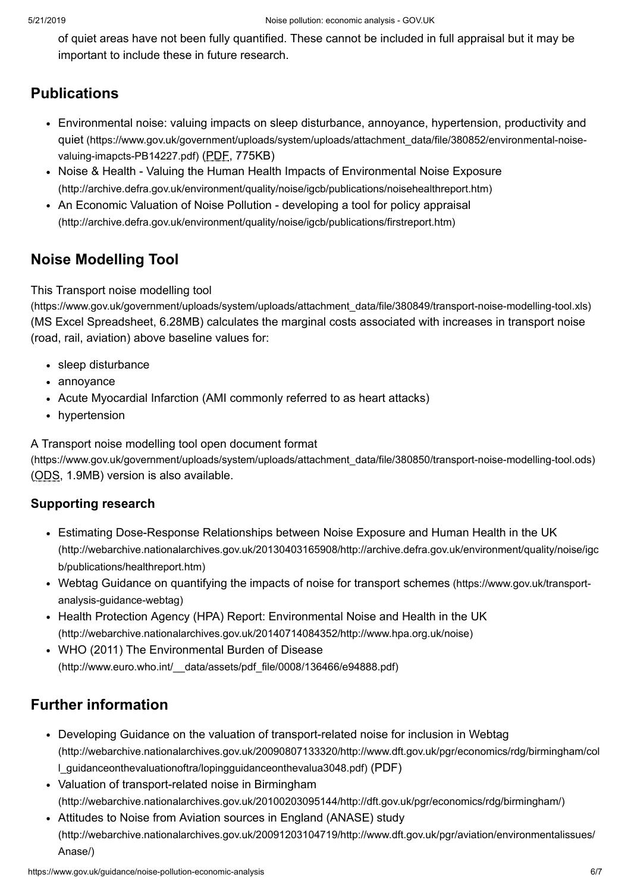of quiet areas have not been fully quantified. These cannot be included in full appraisal but it may be important to include these in future research.

## Publications

- Environmental noise: valuing impacts on sleep disturbance, annoyance, hypertension, productivity and quiet (https://www.gov.uk/government/uploads/system/uploads/attachment_data/file/380852/environmental-noise-valuing-imapcts-PB14227.pdf) (PDF, 775KB)
- Noise & Health - Valuing the Human Health Impacts of Environmental Noise Exposure (http://archive.defra.gov.uk/environment/quality/noise/igcb/publications/noisehealthreport.htm)
- An Economic Valuation of Noise Pollution - developing a tool for policy appraisal (http://archive.defra.gov.uk/environment/quality/noise/igcb/publications/firstreport.htm)

## Noise Modelling Tool

This Transport noise modelling tool (https://www.gov.uk/government/uploads/system/uploads/attachment_data/file/380849/transport-noise-modelling-tool.xls) (MS Excel Spreadsheet, 6.28MB) calculates the marginal costs associated with increases in transport noise (road, rail, aviation) above baseline values for:

- sleep disturbance
- annoyance
- Acute Myocardial Infarction (AMI commonly referred to as heart attacks)
- hypertension

A Transport noise modelling tool open document format (https://www.gov.uk/government/uploads/system/uploads/attachment_data/file/380850/transport-noise-modelling-tool.ods) (ODS, 1.9MB) version is also available.

### Supporting research

- Estimating Dose-Response Relationships between Noise Exposure and Human Health in the UK (http://webarchive.nationalarchives.gov.uk/20130403165908/http://archive.defra.gov.uk/environment/quality/noise/igcb/publications/healthreport.htm)
- Webtag Guidance on quantifying the impacts of noise for transport schemes (https://www.gov.uk/transport-analysis-guidance-webtag)
- Health Protection Agency (HPA) Report: Environmental Noise and Health in the UK (http://webarchive.nationalarchives.gov.uk/20140714084352/http://www.hpa.org.uk/noise)
- WHO (2011) The Environmental Burden of Disease (http://www.euro.who.int/__data/assets/pdf_file/0008/136466/e94888.pdf)

## Further information

- Developing Guidance on the valuation of transport-related noise for inclusion in Webtag (http://webarchive.nationalarchives.gov.uk/20090807133320/http://www.dft.gov.uk/pgr/economics/rdg/birmingham/coll_guidanceonthevaluationoftra/lopingguidanceonthevalua3048.pdf) (PDF)
- Valuation of transport-related noise in Birmingham (http://webarchive.nationalarchives.gov.uk/20100203095144/http://dft.gov.uk/pgr/economics/rdg/birmingham/)
- Attitudes to Noise from Aviation sources in England (ANASE) study (http://webarchive.nationalarchives.gov.uk/20091203104719/http://www.dft.gov.uk/pgr/aviation/environmentalissues/Anase/)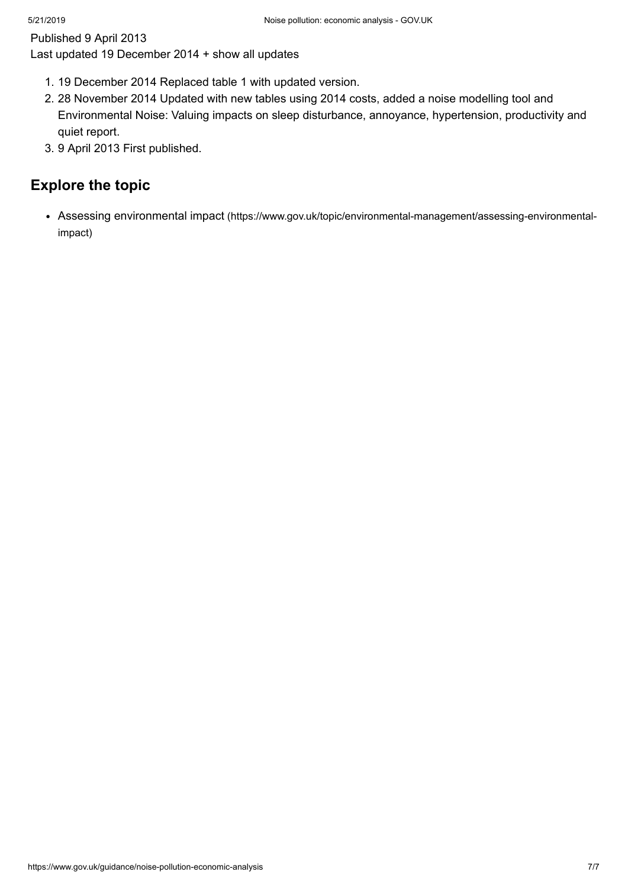Published 9 April 2013

Last updated 19 December 2014 + show all updates

1. 19 December 2014 Replaced table 1 with updated version.
2. 28 November 2014 Updated with new tables using 2014 costs, added a noise modelling tool and Environmental Noise: Valuing impacts on sleep disturbance, annoyance, hypertension, productivity and quiet report.
3. 9 April 2013 First published.

## Explore the topic

- Assessing environmental impact (https://www.gov.uk/topic/environmental-management/assessing-environmental-impact)